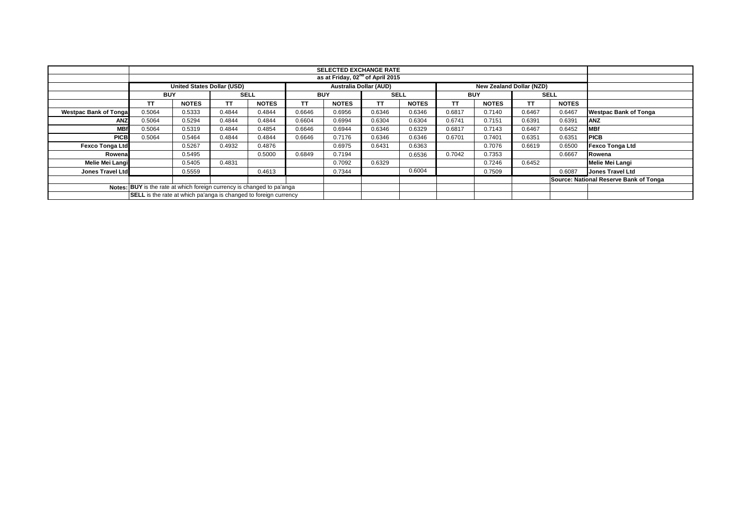| | SELECTED EXCHANGE RATE | | | | | | | | | | | | |
|---|---|---|---|---|---|---|---|---|---|---|---|---|---|
| | as at Friday, 02[nd] of April 2015 | | | | | | | | | | | | |
| | United States Dollar (USD) | | | | Australia Dollar (AUD) | | | | New Zealand Dollar (NZD) | | | | |
| | BUY | | SELL | | BUY | | SELL | | BUY | | SELL | | |
| | TT | NOTES | TT | NOTES | TT | NOTES | TT | NOTES | TT | NOTES | TT | NOTES | |
| Westpac Bank of Tonga | 0.5064 | 0.5333 | 0.4844 | 0.4844 | 0.6646 | 0.6956 | 0.6346 | 0.6346 | 0.6817 | 0.7140 | 0.6467 | 0.6467 | Westpac Bank of Tonga |
| ANZ | 0.5064 | 0.5294 | 0.4844 | 0.4844 | 0.6604 | 0.6994 | 0.6304 | 0.6304 | 0.6741 | 0.7151 | 0.6391 | 0.6391 | ANZ |
| MBf | 0.5064 | 0.5319 | 0.4844 | 0.4854 | 0.6646 | 0.6944 | 0.6346 | 0.6329 | 0.6817 | 0.7143 | 0.6467 | 0.6452 | MBf |
| PICB | 0.5064 | 0.5464 | 0.4844 | 0.4844 | 0.6646 | 0.7176 | 0.6346 | 0.6346 | 0.6701 | 0.7401 | 0.6351 | 0.6351 | PICB |
| Fexco Tonga Ltd | | 0.5267 | 0.4932 | 0.4876 | | 0.6975 | 0.6431 | 0.6363 | | 0.7076 | 0.6619 | 0.6500 | Fexco Tonga Ltd |
| Rowena | | 0.5495 | | 0.5000 | 0.6849 | 0.7194 | | 0.6536 | 0.7042 | 0.7353 | | 0.6667 | Rowena |
| Melie Mei Langi | | 0.5405 | 0.4831 | | | 0.7092 | 0.6329 | | | 0.7246 | 0.6452 | | Melie Mei Langi |
| Jones Travel Ltd | | 0.5559 | | 0.4613 | | 0.7344 | | 0.6004 | | 0.7509 | | 0.6087 | Jones Travel Ltd |
| | | | | | | | | | | | | | Source: National Reserve Bank of Tonga |
| Notes: | **BUY** is the rate at which foreign currency is changed to pa'anga | | | | | | | | | | | | |
| | **SELL** is the rate at which pa'anga is changed to foreign currency | | | | | | | | | | | | |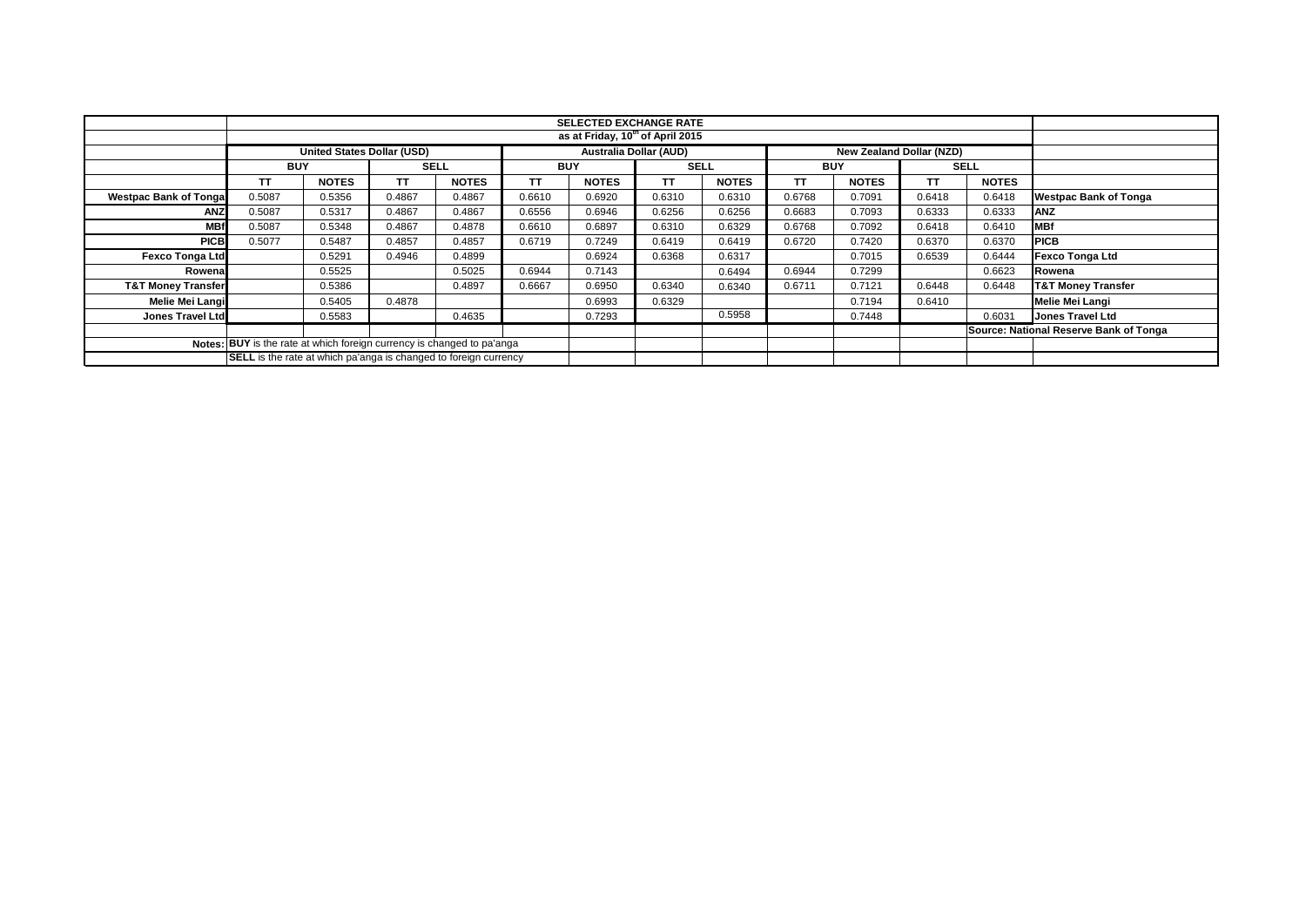| | SELECTED EXCHANGE RATE | | | | | | | | | | | | |
|---|---|---|---|---|---|---|---|---|---|---|---|---|---|
| | as at Friday, 10th of April 2015 | | | | | | | | | | | | |
| | United States Dollar (USD) | | | | Australia Dollar (AUD) | | | | New Zealand Dollar (NZD) | | | | |
| | BUY | | SELL | | BUY | | SELL | | BUY | | SELL | | |
| | TT | NOTES | TT | NOTES | TT | NOTES | TT | NOTES | TT | NOTES | TT | NOTES | |
| **Westpac Bank of Tonga** | 0.5087 | 0.5356 | 0.4867 | 0.4867 | 0.6610 | 0.6920 | 0.6310 | 0.6310 | 0.6768 | 0.7091 | 0.6418 | 0.6418 | **Westpac Bank of Tonga** |
| **ANZ** | 0.5087 | 0.5317 | 0.4867 | 0.4867 | 0.6556 | 0.6946 | 0.6256 | 0.6256 | 0.6683 | 0.7093 | 0.6333 | 0.6333 | **ANZ** |
| **MBf** | 0.5087 | 0.5348 | 0.4867 | 0.4878 | 0.6610 | 0.6897 | 0.6310 | 0.6329 | 0.6768 | 0.7092 | 0.6418 | 0.6410 | **MBf** |
| **PICB** | 0.5077 | 0.5487 | 0.4857 | 0.4857 | 0.6719 | 0.7249 | 0.6419 | 0.6419 | 0.6720 | 0.7420 | 0.6370 | 0.6370 | **PICB** |
| **Fexco Tonga Ltd** | | 0.5291 | 0.4946 | 0.4899 | | 0.6924 | 0.6368 | 0.6317 | | 0.7015 | 0.6539 | 0.6444 | **Fexco Tonga Ltd** |
| **Rowena** | | 0.5525 | | 0.5025 | 0.6944 | 0.7143 | | 0.6494 | 0.6944 | 0.7299 | | 0.6623 | **Rowena** |
| **T&T Money Transfer** | | 0.5386 | | 0.4897 | 0.6667 | 0.6950 | 0.6340 | 0.6340 | 0.6711 | 0.7121 | 0.6448 | 0.6448 | **T&T Money Transfer** |
| **Melie Mei Langi** | | 0.5405 | 0.4878 | | | 0.6993 | 0.6329 | | | 0.7194 | 0.6410 | | **Melie Mei Langi** |
| **Jones Travel Ltd** | | 0.5583 | | 0.4635 | | 0.7293 | | 0.5958 | | 0.7448 | | 0.6031 | **Jones Travel Ltd** |
| | | | | | | | | | | | | | **Source: National Reserve Bank of Tonga** |
| Notes: | **BUY** is the rate at which foreign currency is changed to pa'anga | | | | | | | | | | | | |
| | **SELL** is the rate at which pa'anga is changed to foreign currency | | | | | | | | | | | | |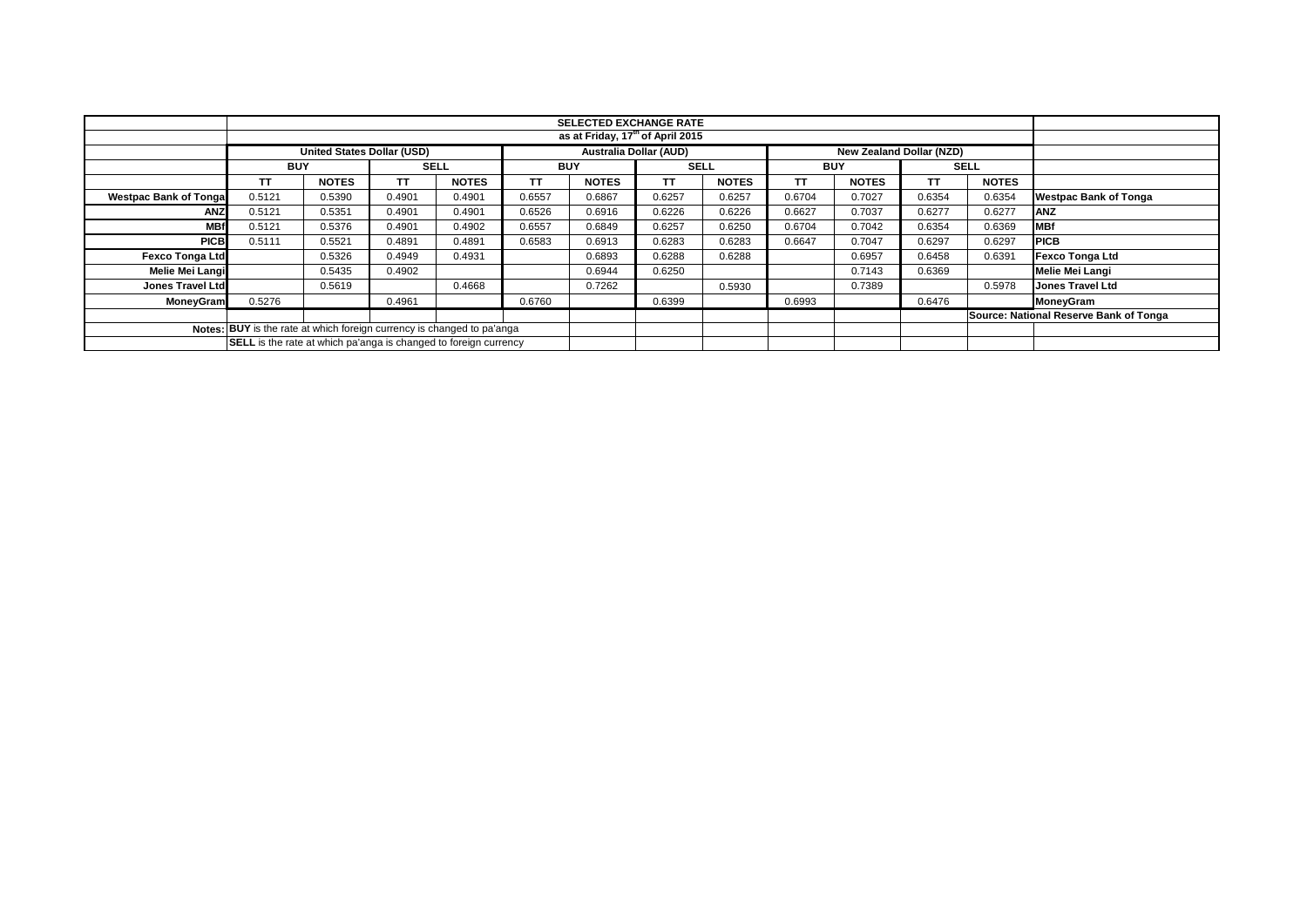| | SELECTED EXCHANGE RATE | | | | | | | | | | | | |
|---|---|---|---|---|---|---|---|---|---|---|---|---|---|
| | as at Friday, 17th of April 2015 | | | | | | | | | | | | |
| | United States Dollar (USD) | | | | Australia Dollar (AUD) | | | | New Zealand Dollar (NZD) | | | | |
| | BUY | | SELL | | BUY | | SELL | | BUY | | SELL | | |
| | TT | NOTES | TT | NOTES | TT | NOTES | TT | NOTES | TT | NOTES | TT | NOTES | |
| **Westpac Bank of Tonga** | 0.5121 | 0.5390 | 0.4901 | 0.4901 | 0.6557 | 0.6867 | 0.6257 | 0.6257 | 0.6704 | 0.7027 | 0.6354 | 0.6354 | **Westpac Bank of Tonga** |
| **ANZ** | 0.5121 | 0.5351 | 0.4901 | 0.4901 | 0.6526 | 0.6916 | 0.6226 | 0.6226 | 0.6627 | 0.7037 | 0.6277 | 0.6277 | **ANZ** |
| **MBf** | 0.5121 | 0.5376 | 0.4901 | 0.4902 | 0.6557 | 0.6849 | 0.6257 | 0.6250 | 0.6704 | 0.7042 | 0.6354 | 0.6369 | **MBf** |
| **PICB** | 0.5111 | 0.5521 | 0.4891 | 0.4891 | 0.6583 | 0.6913 | 0.6283 | 0.6283 | 0.6647 | 0.7047 | 0.6297 | 0.6297 | **PICB** |
| **Fexco Tonga Ltd** | | 0.5326 | 0.4949 | 0.4931 | | 0.6893 | 0.6288 | 0.6288 | | 0.6957 | 0.6458 | 0.6391 | **Fexco Tonga Ltd** |
| **Melie Mei Langi** | | 0.5435 | 0.4902 | | | 0.6944 | 0.6250 | | | 0.7143 | 0.6369 | | **Melie Mei Langi** |
| **Jones Travel Ltd** | | 0.5619 | | 0.4668 | | 0.7262 | | 0.5930 | | 0.7389 | | 0.5978 | **Jones Travel Ltd** |
| **MoneyGram** | 0.5276 | | 0.4961 | | 0.6760 | | 0.6399 | | 0.6993 | | 0.6476 | | **MoneyGram** |
| | | | | | | | | | | | | | **Source: National Reserve Bank of Tonga** |
| **Notes:** | **BUY** is the rate at which foreign currency is changed to pa'anga | | | | | | | | | | | | |
| | **SELL** is the rate at which pa'anga is changed to foreign currency | | | | | | | | | | | | |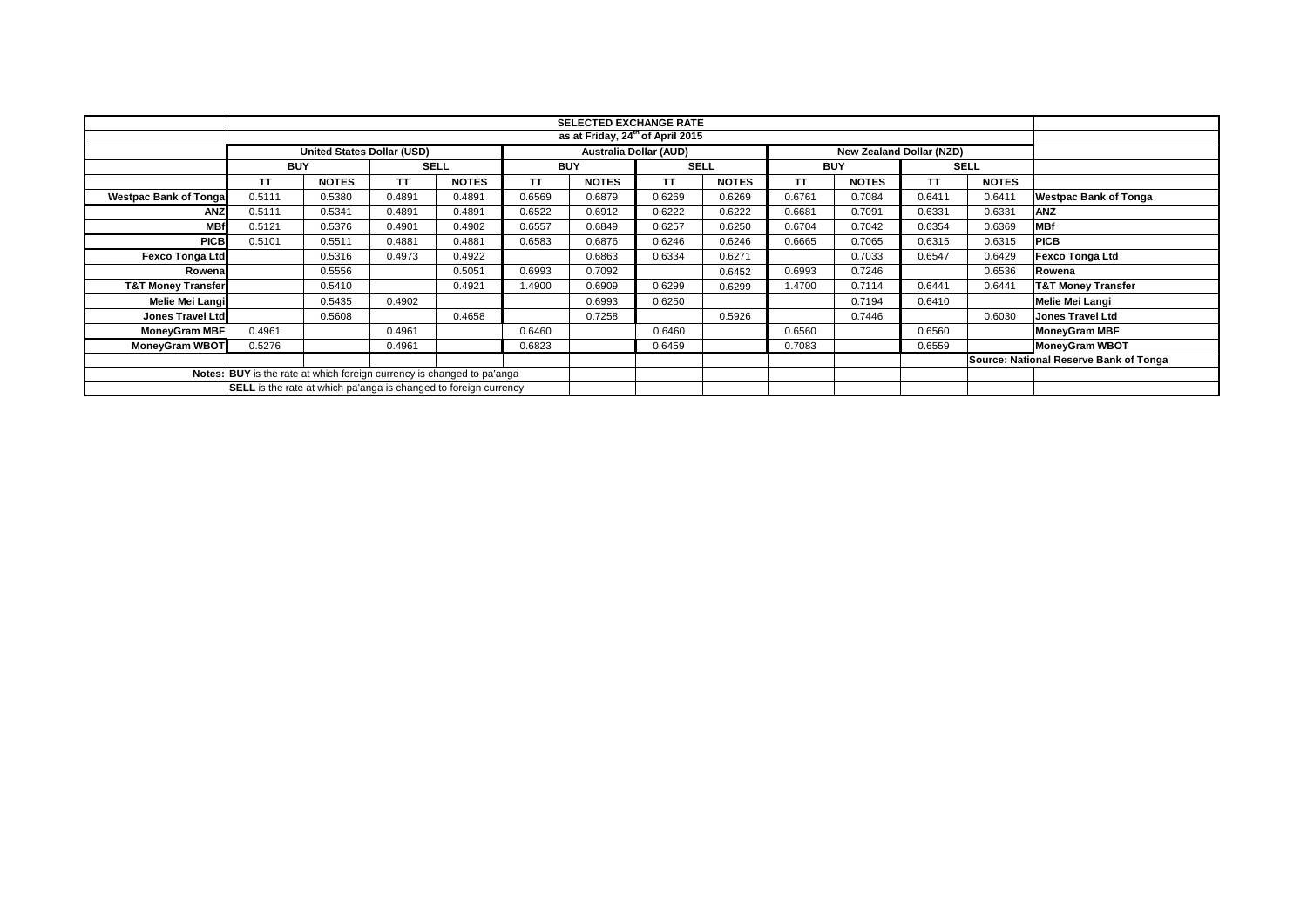| | SELECTED EXCHANGE RATE | | | | | | | | | | | | |
|---|---|---|---|---|---|---|---|---|---|---|---|---|---|
| | as at Friday, 24th of April 2015 | | | | | | | | | | | | |
| | United States Dollar (USD) | | | | Australia Dollar (AUD) | | | | New Zealand Dollar (NZD) | | | | |
| | BUY | | SELL | | BUY | | SELL | | BUY | | SELL | | |
| | TT | NOTES | TT | NOTES | TT | NOTES | TT | NOTES | TT | NOTES | TT | NOTES | |
| **Westpac Bank of Tonga** | 0.5111 | 0.5380 | 0.4891 | 0.4891 | 0.6569 | 0.6879 | 0.6269 | 0.6269 | 0.6761 | 0.7084 | 0.6411 | 0.6411 | **Westpac Bank of Tonga** |
| **ANZ** | 0.5111 | 0.5341 | 0.4891 | 0.4891 | 0.6522 | 0.6912 | 0.6222 | 0.6222 | 0.6681 | 0.7091 | 0.6331 | 0.6331 | **ANZ** |
| **MBf** | 0.5121 | 0.5376 | 0.4901 | 0.4902 | 0.6557 | 0.6849 | 0.6257 | 0.6250 | 0.6704 | 0.7042 | 0.6354 | 0.6369 | **MBf** |
| **PICB** | 0.5101 | 0.5511 | 0.4881 | 0.4881 | 0.6583 | 0.6876 | 0.6246 | 0.6246 | 0.6665 | 0.7065 | 0.6315 | 0.6315 | **PICB** |
| **Fexco Tonga Ltd** | | 0.5316 | 0.4973 | 0.4922 | | 0.6863 | 0.6334 | 0.6271 | | 0.7033 | 0.6547 | 0.6429 | **Fexco Tonga Ltd** |
| **Rowena** | | 0.5556 | | 0.5051 | 0.6993 | 0.7092 | | 0.6452 | 0.6993 | 0.7246 | | 0.6536 | **Rowena** |
| **T&T Money Transfer** | | 0.5410 | | 0.4921 | 1.4900 | 0.6909 | 0.6299 | 0.6299 | 1.4700 | 0.7114 | 0.6441 | 0.6441 | **T&T Money Transfer** |
| **Melie Mei Langi** | | 0.5435 | 0.4902 | | | 0.6993 | 0.6250 | | | 0.7194 | 0.6410 | | **Melie Mei Langi** |
| **Jones Travel Ltd** | | 0.5608 | | 0.4658 | | 0.7258 | | 0.5926 | | 0.7446 | | 0.6030 | **Jones Travel Ltd** |
| **MoneyGram MBF** | 0.4961 | | 0.4961 | | 0.6460 | | 0.6460 | | 0.6560 | | 0.6560 | | **MoneyGram MBF** |
| **MoneyGram WBOT** | 0.5276 | | 0.4961 | | 0.6823 | | 0.6459 | | 0.7083 | | 0.6559 | | **MoneyGram WBOT** |
| | | | | | | | | | | | | | **Source: National Reserve Bank of Tonga** |
| **Notes:** | **BUY** is the rate at which foreign currency is changed to pa'anga | | | | | | | | | | | | |
| | **SELL** is the rate at which pa'anga is changed to foreign currency | | | | | | | | | | | | |